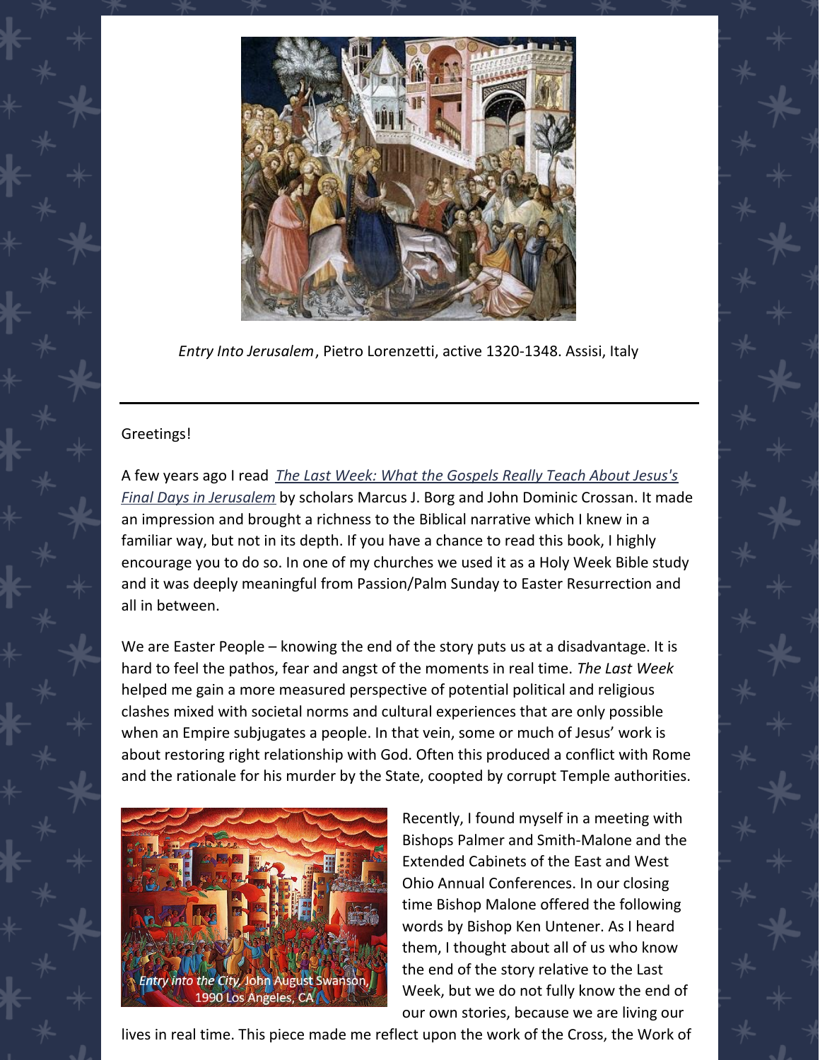*Entry Into Jerusalem*, Pietro Lorenzetti, active 1320-1348. Assisi, Italy

---

Greetings!

A few years ago I read *The Last Week: What the Gospels Really Teach About Jesus's Final Days in Jerusalem* by scholars Marcus J. Borg and John Dominic Crossan. It made an impression and brought a richness to the Biblical narrative which I knew in a familiar way, but not in its depth. If you have a chance to read this book, I highly encourage you to do so. In one of my churches we used it as a Holy Week Bible study and it was deeply meaningful from Passion/Palm Sunday to Easter Resurrection and all in between.

We are Easter People – knowing the end of the story puts us at a disadvantage. It is hard to feel the pathos, fear and angst of the moments in real time. *The Last Week* helped me gain a more measured perspective of potential political and religious clashes mixed with societal norms and cultural experiences that are only possible when an Empire subjugates a people. In that vein, some or much of Jesus' work is about restoring right relationship with God. Often this produced a conflict with Rome and the rationale for his murder by the State, coopted by corrupt Temple authorities.

*Entry into the City*, John August Swanson, 1990 Los Angeles, CA

Recently, I found myself in a meeting with Bishops Palmer and Smith-Malone and the Extended Cabinets of the East and West Ohio Annual Conferences. In our closing time Bishop Malone offered the following words by Bishop Ken Untener. As I heard them, I thought about all of us who know the end of the story relative to the Last Week, but we do not fully know the end of our own stories, because we are living our lives in real time. This piece made me reflect upon the work of the Cross, the Work of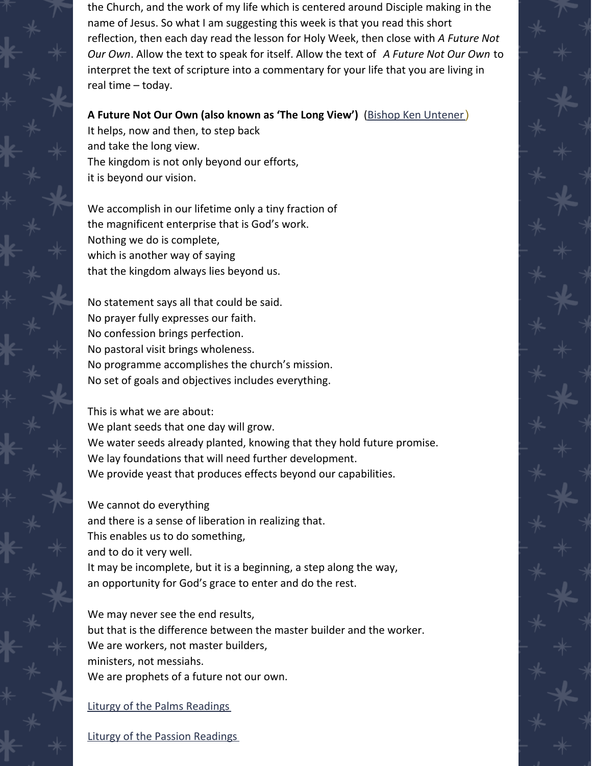the Church, and the work of my life which is centered around Disciple making in the name of Jesus. So what I am suggesting this week is that you read this short reflection, then each day read the lesson for Holy Week, then close with *A Future Not Our Own*. Allow the text to speak for itself. Allow the text of *A Future Not Our Own* to interpret the text of scripture into a commentary for your life that you are living in real time – today.

**A Future Not Our Own (also known as 'The Long View')** (Bishop Ken Untener)
It helps, now and then, to step back
and take the long view.
The kingdom is not only beyond our efforts,
it is beyond our vision.

We accomplish in our lifetime only a tiny fraction of
the magnificent enterprise that is God's work.
Nothing we do is complete,
which is another way of saying
that the kingdom always lies beyond us.

No statement says all that could be said.
No prayer fully expresses our faith.
No confession brings perfection.
No pastoral visit brings wholeness.
No programme accomplishes the church's mission.
No set of goals and objectives includes everything.

This is what we are about:
We plant seeds that one day will grow.
We water seeds already planted, knowing that they hold future promise.
We lay foundations that will need further development.
We provide yeast that produces effects beyond our capabilities.

We cannot do everything
and there is a sense of liberation in realizing that.
This enables us to do something,
and to do it very well.
It may be incomplete, but it is a beginning, a step along the way,
an opportunity for God's grace to enter and do the rest.

We may never see the end results,
but that is the difference between the master builder and the worker.
We are workers, not master builders,
ministers, not messiahs.
We are prophets of a future not our own.

Liturgy of the Palms Readings

Liturgy of the Passion Readings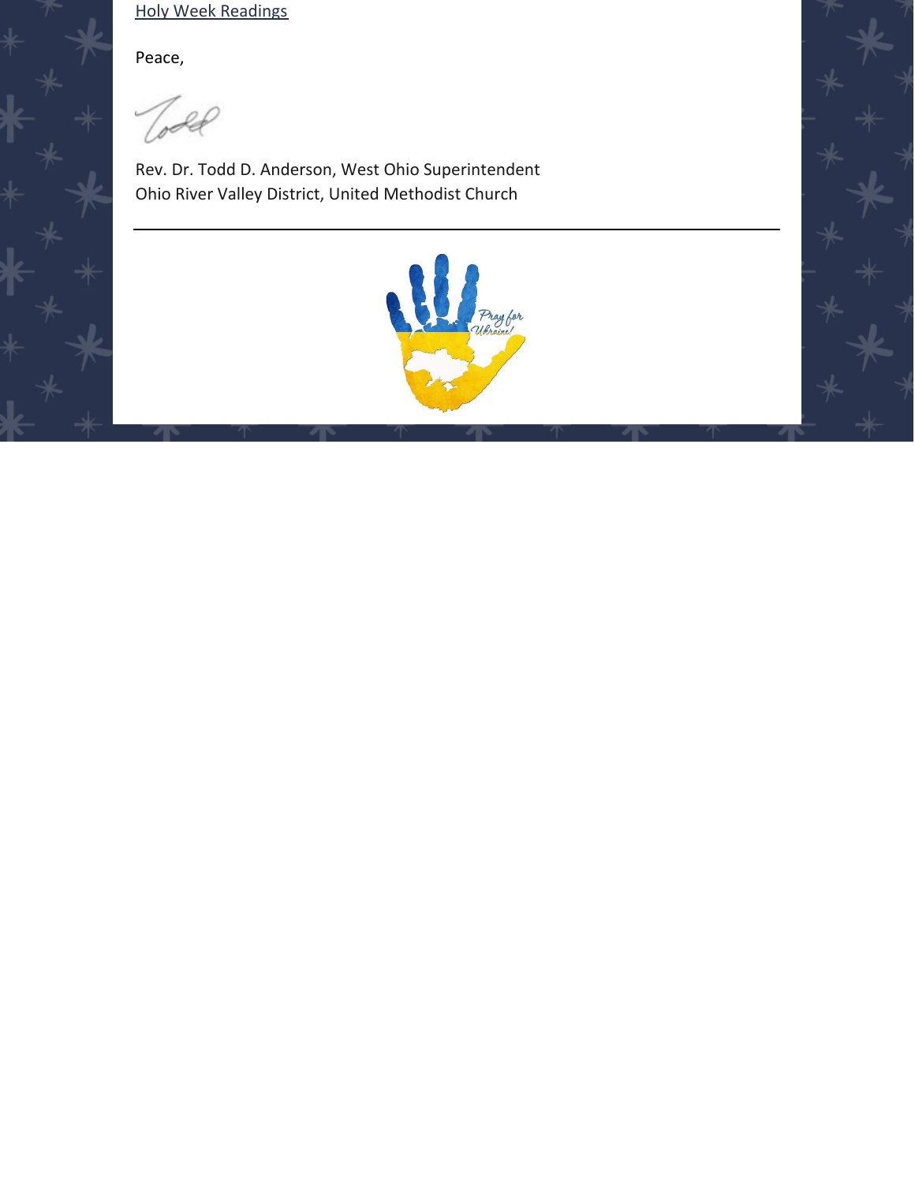[Holy Week Readings]

Peace,

Todd

Rev. Dr. Todd D. Anderson, West Ohio Superintendent
Ohio River Valley District, United Methodist Church

---

Pray for Ukraine!